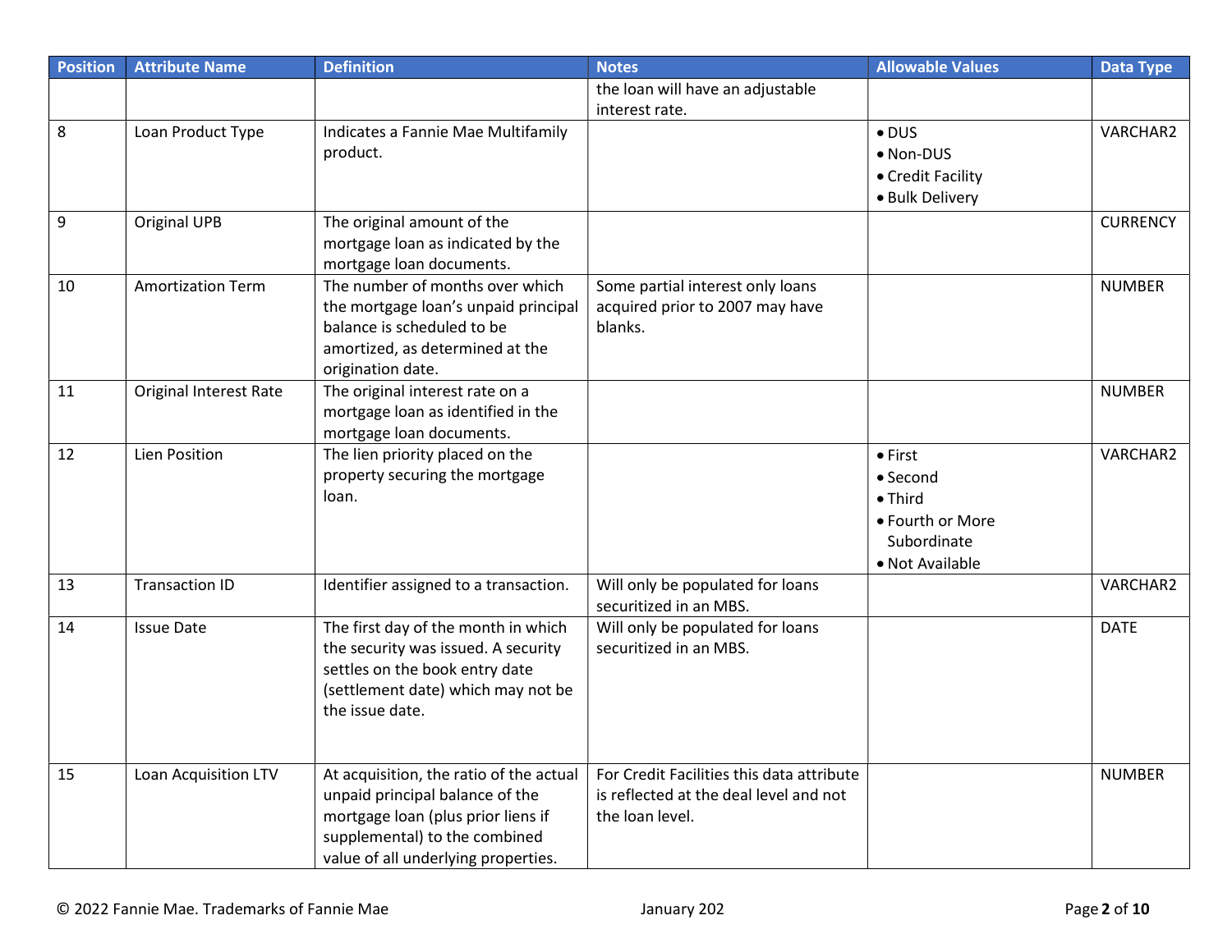| Position | Attribute Name | Definition | Notes | Allowable Values | Data Type |
|---|---|---|---|---|---|
| | | | the loan will have an adjustable interest rate. | | |
| 8 | Loan Product Type | Indicates a Fannie Mae Multifamily product. | | • DUS<br>• Non-DUS<br>• Credit Facility<br>• Bulk Delivery | VARCHAR2 |
| 9 | Original UPB | The original amount of the mortgage loan as indicated by the mortgage loan documents. | | | CURRENCY |
| 10 | Amortization Term | The number of months over which the mortgage loan's unpaid principal balance is scheduled to be amortized, as determined at the origination date. | Some partial interest only loans acquired prior to 2007 may have blanks. | | NUMBER |
| 11 | Original Interest Rate | The original interest rate on a mortgage loan as identified in the mortgage loan documents. | | | NUMBER |
| 12 | Lien Position | The lien priority placed on the property securing the mortgage loan. | | • First<br>• Second<br>• Third<br>• Fourth or More Subordinate<br>• Not Available | VARCHAR2 |
| 13 | Transaction ID | Identifier assigned to a transaction. | Will only be populated for loans securitized in an MBS. | | VARCHAR2 |
| 14 | Issue Date | The first day of the month in which the security was issued. A security settles on the book entry date (settlement date) which may not be the issue date. | Will only be populated for loans securitized in an MBS. | | DATE |
| 15 | Loan Acquisition LTV | At acquisition, the ratio of the actual unpaid principal balance of the mortgage loan (plus prior liens if supplemental) to the combined value of all underlying properties. | For Credit Facilities this data attribute is reflected at the deal level and not the loan level. | | NUMBER |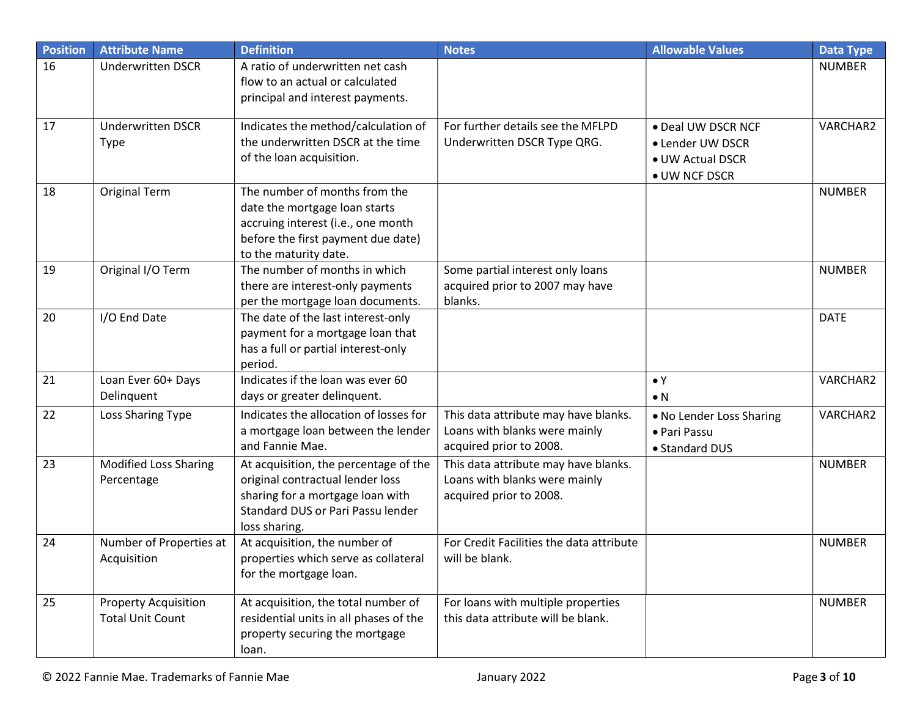| Position | Attribute Name | Definition | Notes | Allowable Values | Data Type |
|---|---|---|---|---|---|
| 16 | Underwritten DSCR | A ratio of underwritten net cash flow to an actual or calculated principal and interest payments. | | | NUMBER |
| 17 | Underwritten DSCR Type | Indicates the method/calculation of the underwritten DSCR at the time of the loan acquisition. | For further details see the MFLPD Underwritten DSCR Type QRG. | • Deal UW DSCR NCF<br>• Lender UW DSCR<br>• UW Actual DSCR<br>• UW NCF DSCR | VARCHAR2 |
| 18 | Original Term | The number of months from the date the mortgage loan starts accruing interest (i.e., one month before the first payment due date) to the maturity date. | | | NUMBER |
| 19 | Original I/O Term | The number of months in which there are interest-only payments per the mortgage loan documents. | Some partial interest only loans acquired prior to 2007 may have blanks. | | NUMBER |
| 20 | I/O End Date | The date of the last interest-only payment for a mortgage loan that has a full or partial interest-only period. | | | DATE |
| 21 | Loan Ever 60+ Days Delinquent | Indicates if the loan was ever 60 days or greater delinquent. | | • Y<br>• N | VARCHAR2 |
| 22 | Loss Sharing Type | Indicates the allocation of losses for a mortgage loan between the lender and Fannie Mae. | This data attribute may have blanks. Loans with blanks were mainly acquired prior to 2008. | • No Lender Loss Sharing<br>• Pari Passu<br>• Standard DUS | VARCHAR2 |
| 23 | Modified Loss Sharing Percentage | At acquisition, the percentage of the original contractual lender loss sharing for a mortgage loan with Standard DUS or Pari Passu lender loss sharing. | This data attribute may have blanks. Loans with blanks were mainly acquired prior to 2008. | | NUMBER |
| 24 | Number of Properties at Acquisition | At acquisition, the number of properties which serve as collateral for the mortgage loan. | For Credit Facilities the data attribute will be blank. | | NUMBER |
| 25 | Property Acquisition Total Unit Count | At acquisition, the total number of residential units in all phases of the property securing the mortgage loan. | For loans with multiple properties this data attribute will be blank. | | NUMBER |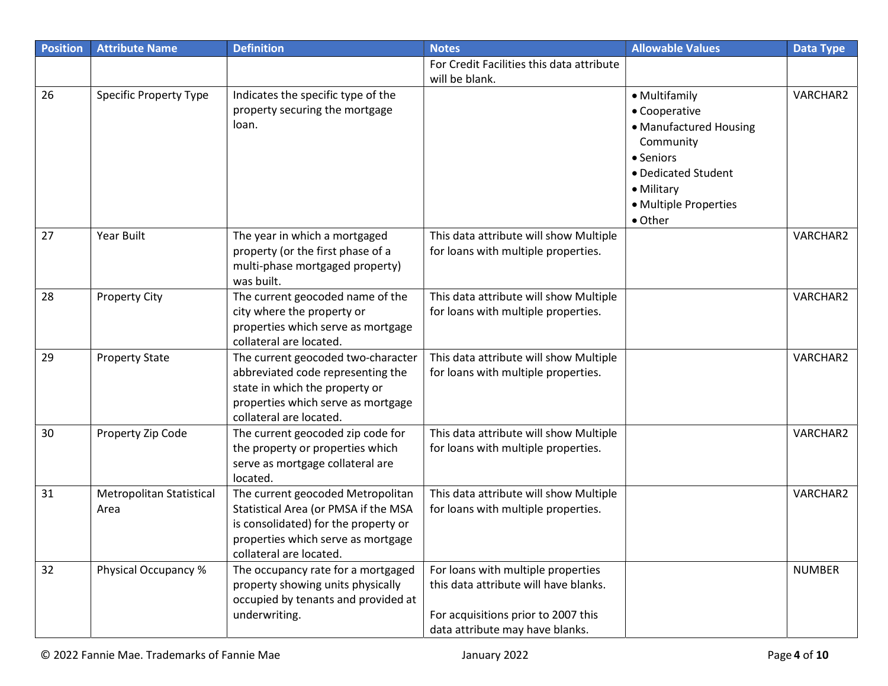| Position | Attribute Name | Definition | Notes | Allowable Values | Data Type |
|---|---|---|---|---|---|
| | | | For Credit Facilities this data attribute will be blank. | | |
| 26 | Specific Property Type | Indicates the specific type of the property securing the mortgage loan. | | • Multifamily<br>• Cooperative<br>• Manufactured Housing Community<br>• Seniors<br>• Dedicated Student<br>• Military<br>• Multiple Properties<br>• Other | VARCHAR2 |
| 27 | Year Built | The year in which a mortgaged property (or the first phase of a multi-phase mortgaged property) was built. | This data attribute will show Multiple for loans with multiple properties. | | VARCHAR2 |
| 28 | Property City | The current geocoded name of the city where the property or properties which serve as mortgage collateral are located. | This data attribute will show Multiple for loans with multiple properties. | | VARCHAR2 |
| 29 | Property State | The current geocoded two-character abbreviated code representing the state in which the property or properties which serve as mortgage collateral are located. | This data attribute will show Multiple for loans with multiple properties. | | VARCHAR2 |
| 30 | Property Zip Code | The current geocoded zip code for the property or properties which serve as mortgage collateral are located. | This data attribute will show Multiple for loans with multiple properties. | | VARCHAR2 |
| 31 | Metropolitan Statistical Area | The current geocoded Metropolitan Statistical Area (or PMSA if the MSA is consolidated) for the property or properties which serve as mortgage collateral are located. | This data attribute will show Multiple for loans with multiple properties. | | VARCHAR2 |
| 32 | Physical Occupancy % | The occupancy rate for a mortgaged property showing units physically occupied by tenants and provided at underwriting. | For loans with multiple properties this data attribute will have blanks.<br><br>For acquisitions prior to 2007 this data attribute may have blanks. | | NUMBER |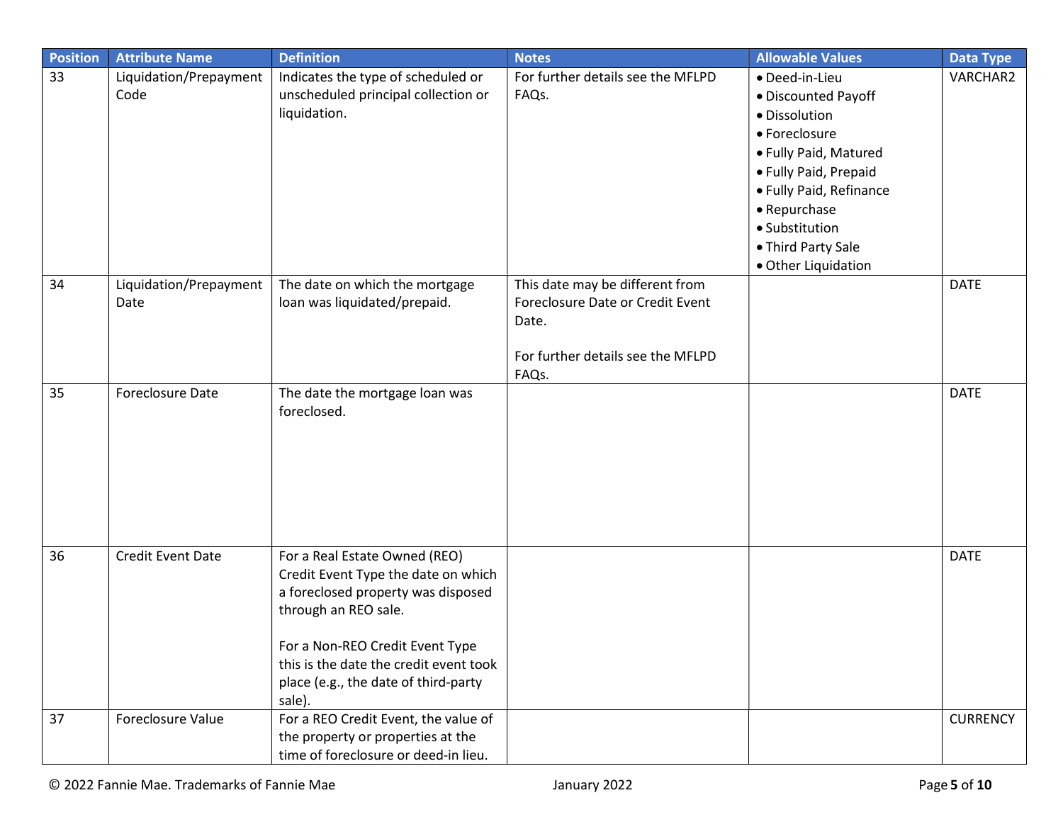| Position | Attribute Name | Definition | Notes | Allowable Values | Data Type |
|---|---|---|---|---|---|
| 33 | Liquidation/Prepayment Code | Indicates the type of scheduled or unscheduled principal collection or liquidation. | For further details see the MFLPD FAQs. | • Deed-in-Lieu<br>• Discounted Payoff<br>• Dissolution<br>• Foreclosure<br>• Fully Paid, Matured<br>• Fully Paid, Prepaid<br>• Fully Paid, Refinance<br>• Repurchase<br>• Substitution<br>• Third Party Sale<br>• Other Liquidation | VARCHAR2 |
| 34 | Liquidation/Prepayment Date | The date on which the mortgage loan was liquidated/prepaid. | This date may be different from Foreclosure Date or Credit Event Date.<br><br>For further details see the MFLPD FAQs. | | DATE |
| 35 | Foreclosure Date | The date the mortgage loan was foreclosed. | | | DATE |
| 36 | Credit Event Date | For a Real Estate Owned (REO) Credit Event Type the date on which a foreclosed property was disposed through an REO sale.<br><br>For a Non-REO Credit Event Type this is the date the credit event took place (e.g., the date of third-party sale). | | | DATE |
| 37 | Foreclosure Value | For a REO Credit Event, the value of the property or properties at the time of foreclosure or deed-in lieu. | | | CURRENCY |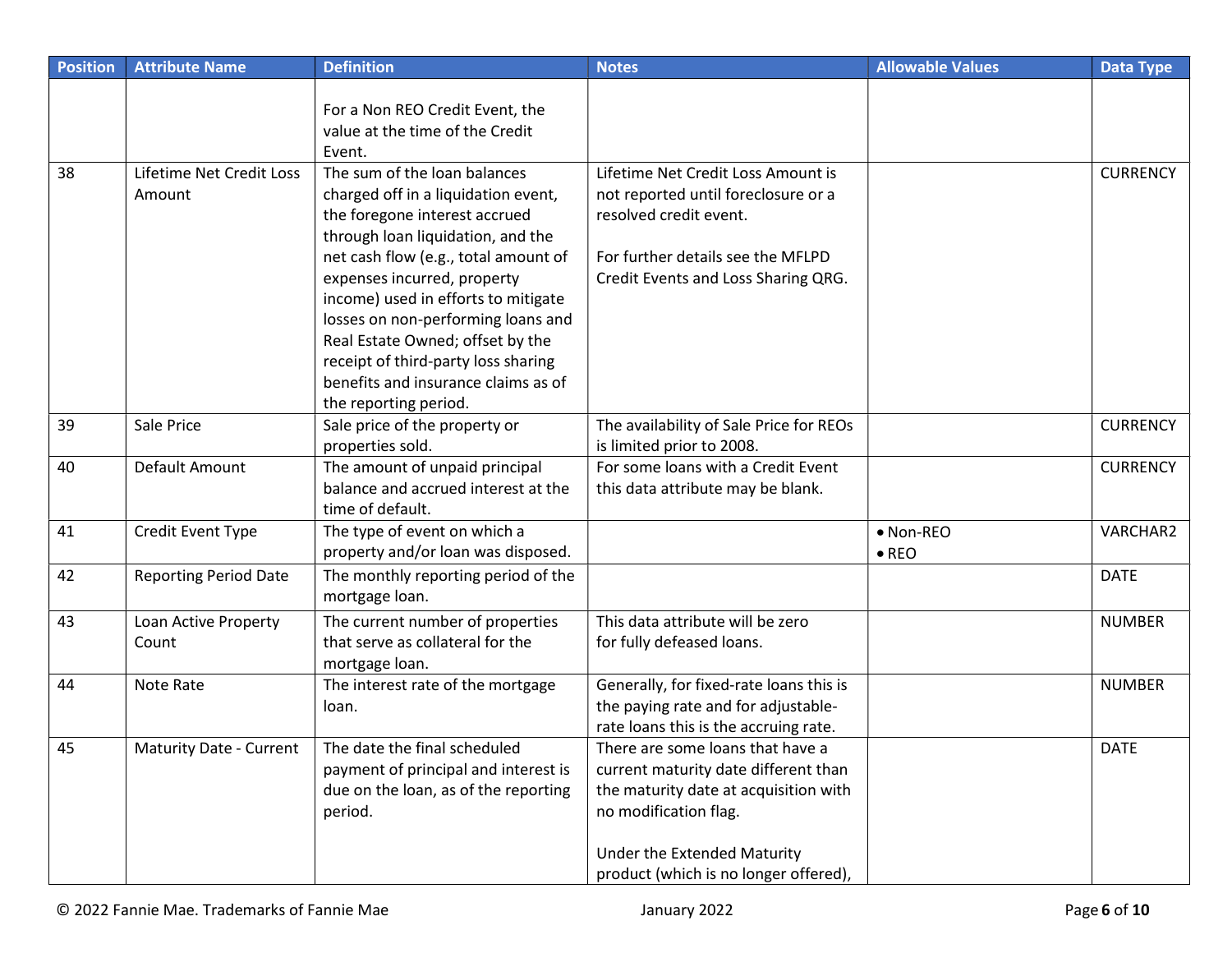| Position | Attribute Name | Definition | Notes | Allowable Values | Data Type |
|---|---|---|---|---|---|
| | | For a Non REO Credit Event, the value at the time of the Credit Event. | | | |
| 38 | Lifetime Net Credit Loss Amount | The sum of the loan balances charged off in a liquidation event, the foregone interest accrued through loan liquidation, and the net cash flow (e.g., total amount of expenses incurred, property income) used in efforts to mitigate losses on non-performing loans and Real Estate Owned; offset by the receipt of third-party loss sharing benefits and insurance claims as of the reporting period. | Lifetime Net Credit Loss Amount is not reported until foreclosure or a resolved credit event.<br><br>For further details see the MFLPD Credit Events and Loss Sharing QRG. | | CURRENCY |
| 39 | Sale Price | Sale price of the property or properties sold. | The availability of Sale Price for REOs is limited prior to 2008. | | CURRENCY |
| 40 | Default Amount | The amount of unpaid principal balance and accrued interest at the time of default. | For some loans with a Credit Event this data attribute may be blank. | | CURRENCY |
| 41 | Credit Event Type | The type of event on which a property and/or loan was disposed. | | • Non-REO<br>• REO | VARCHAR2 |
| 42 | Reporting Period Date | The monthly reporting period of the mortgage loan. | | | DATE |
| 43 | Loan Active Property Count | The current number of properties that serve as collateral for the mortgage loan. | This data attribute will be zero for fully defeased loans. | | NUMBER |
| 44 | Note Rate | The interest rate of the mortgage loan. | Generally, for fixed-rate loans this is the paying rate and for adjustable-rate loans this is the accruing rate. | | NUMBER |
| 45 | Maturity Date - Current | The date the final scheduled payment of principal and interest is due on the loan, as of the reporting period. | There are some loans that have a current maturity date different than the maturity date at acquisition with no modification flag.<br><br>Under the Extended Maturity product (which is no longer offered), | | DATE |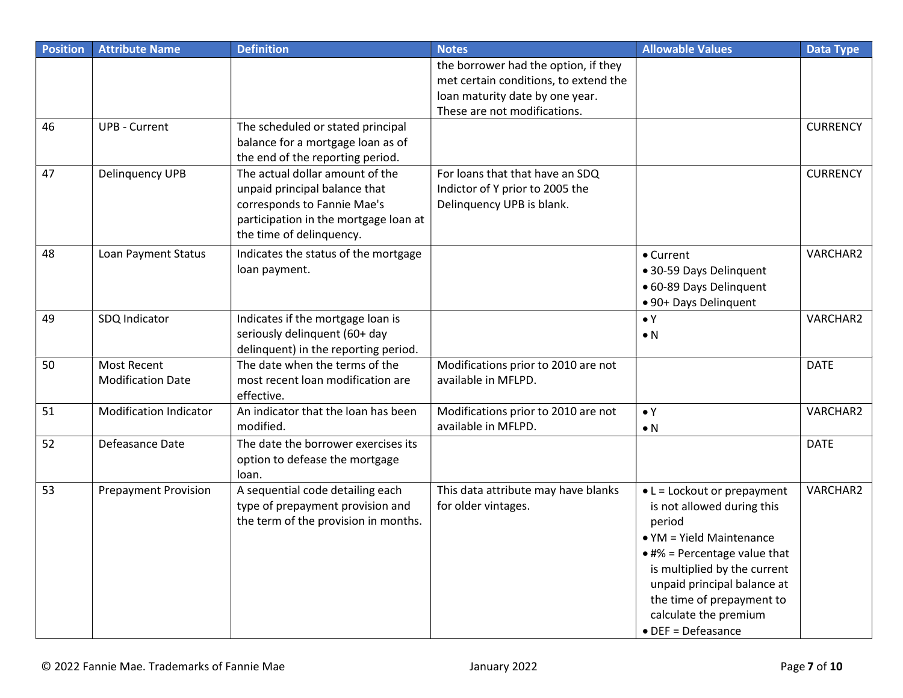| Position | Attribute Name | Definition | Notes | Allowable Values | Data Type |
|---|---|---|---|---|---|
| | | | the borrower had the option, if they met certain conditions, to extend the loan maturity date by one year. These are not modifications. | | |
| 46 | UPB - Current | The scheduled or stated principal balance for a mortgage loan as of the end of the reporting period. | | | CURRENCY |
| 47 | Delinquency UPB | The actual dollar amount of the unpaid principal balance that corresponds to Fannie Mae's participation in the mortgage loan at the time of delinquency. | For loans that that have an SDQ Indictor of Y prior to 2005 the Delinquency UPB is blank. | | CURRENCY |
| 48 | Loan Payment Status | Indicates the status of the mortgage loan payment. | | • Current<br>• 30-59 Days Delinquent<br>• 60-89 Days Delinquent<br>• 90+ Days Delinquent | VARCHAR2 |
| 49 | SDQ Indicator | Indicates if the mortgage loan is seriously delinquent (60+ day delinquent) in the reporting period. | | • Y<br>• N | VARCHAR2 |
| 50 | Most Recent Modification Date | The date when the terms of the most recent loan modification are effective. | Modifications prior to 2010 are not available in MFLPD. | | DATE |
| 51 | Modification Indicator | An indicator that the loan has been modified. | Modifications prior to 2010 are not available in MFLPD. | • Y<br>• N | VARCHAR2 |
| 52 | Defeasance Date | The date the borrower exercises its option to defease the mortgage loan. | | | DATE |
| 53 | Prepayment Provision | A sequential code detailing each type of prepayment provision and the term of the provision in months. | This data attribute may have blanks for older vintages. | • L = Lockout or prepayment is not allowed during this period<br>• YM = Yield Maintenance<br>• #% = Percentage value that is multiplied by the current unpaid principal balance at the time of prepayment to calculate the premium<br>• DEF = Defeasance | VARCHAR2 |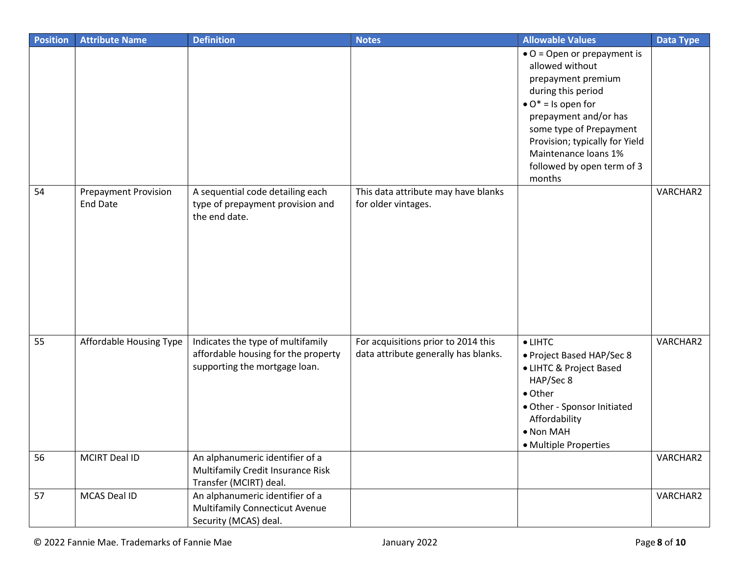| Position | Attribute Name | Definition | Notes | Allowable Values | Data Type |
|---|---|---|---|---|---|
| | | | | • O = Open or prepayment is allowed without prepayment premium during this period<br>• O* = Is open for prepayment and/or has some type of Prepayment Provision; typically for Yield Maintenance loans 1% followed by open term of 3 months | |
| 54 | Prepayment Provision End Date | A sequential code detailing each type of prepayment provision and the end date. | This data attribute may have blanks for older vintages. | | VARCHAR2 |
| 55 | Affordable Housing Type | Indicates the type of multifamily affordable housing for the property supporting the mortgage loan. | For acquisitions prior to 2014 this data attribute generally has blanks. | • LIHTC<br>• Project Based HAP/Sec 8<br>• LIHTC & Project Based HAP/Sec 8<br>• Other<br>• Other - Sponsor Initiated Affordability<br>• Non MAH<br>• Multiple Properties | VARCHAR2 |
| 56 | MCIRT Deal ID | An alphanumeric identifier of a Multifamily Credit Insurance Risk Transfer (MCIRT) deal. | | | VARCHAR2 |
| 57 | MCAS Deal ID | An alphanumeric identifier of a Multifamily Connecticut Avenue Security (MCAS) deal. | | | VARCHAR2 |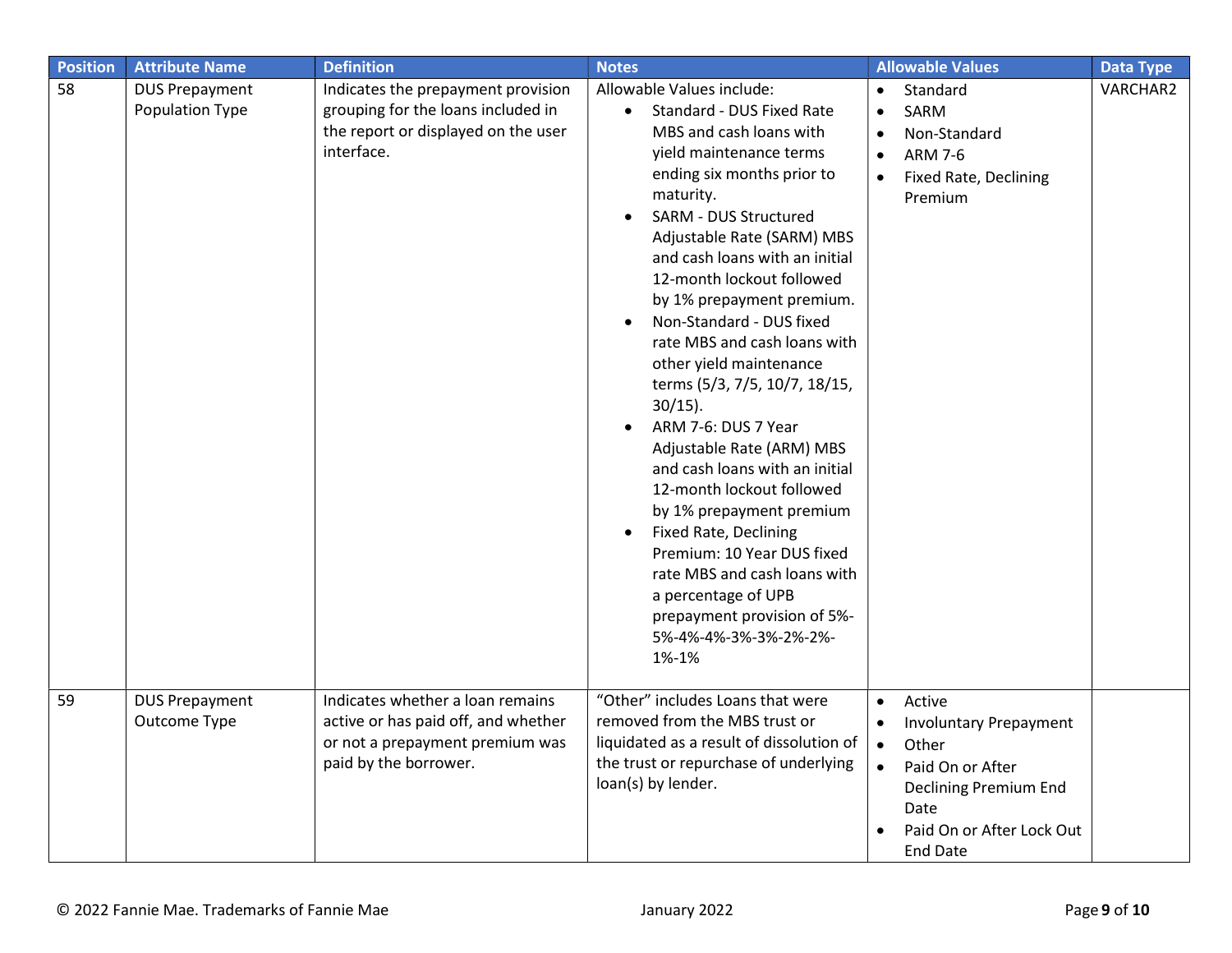| Position | Attribute Name | Definition | Notes | Allowable Values | Data Type |
|---|---|---|---|---|---|
| 58 | DUS Prepayment Population Type | Indicates the prepayment provision grouping for the loans included in the report or displayed on the user interface. | Allowable Values include:<br>• Standard - DUS Fixed Rate MBS and cash loans with yield maintenance terms ending six months prior to maturity.<br>• SARM - DUS Structured Adjustable Rate (SARM) MBS and cash loans with an initial 12-month lockout followed by 1% prepayment premium.<br>• Non-Standard - DUS fixed rate MBS and cash loans with other yield maintenance terms (5/3, 7/5, 10/7, 18/15, 30/15).<br>• ARM 7-6: DUS 7 Year Adjustable Rate (ARM) MBS and cash loans with an initial 12-month lockout followed by 1% prepayment premium<br>• Fixed Rate, Declining Premium: 10 Year DUS fixed rate MBS and cash loans with a percentage of UPB prepayment provision of 5%-5%-4%-4%-3%-3%-2%-2%-1%-1% | • Standard<br>• SARM<br>• Non-Standard<br>• ARM 7-6<br>• Fixed Rate, Declining Premium | VARCHAR2 |
| 59 | DUS Prepayment Outcome Type | Indicates whether a loan remains active or has paid off, and whether or not a prepayment premium was paid by the borrower. | "Other" includes Loans that were removed from the MBS trust or liquidated as a result of dissolution of the trust or repurchase of underlying loan(s) by lender. | • Active<br>• Involuntary Prepayment<br>• Other<br>• Paid On or After Declining Premium End Date<br>• Paid On or After Lock Out End Date | |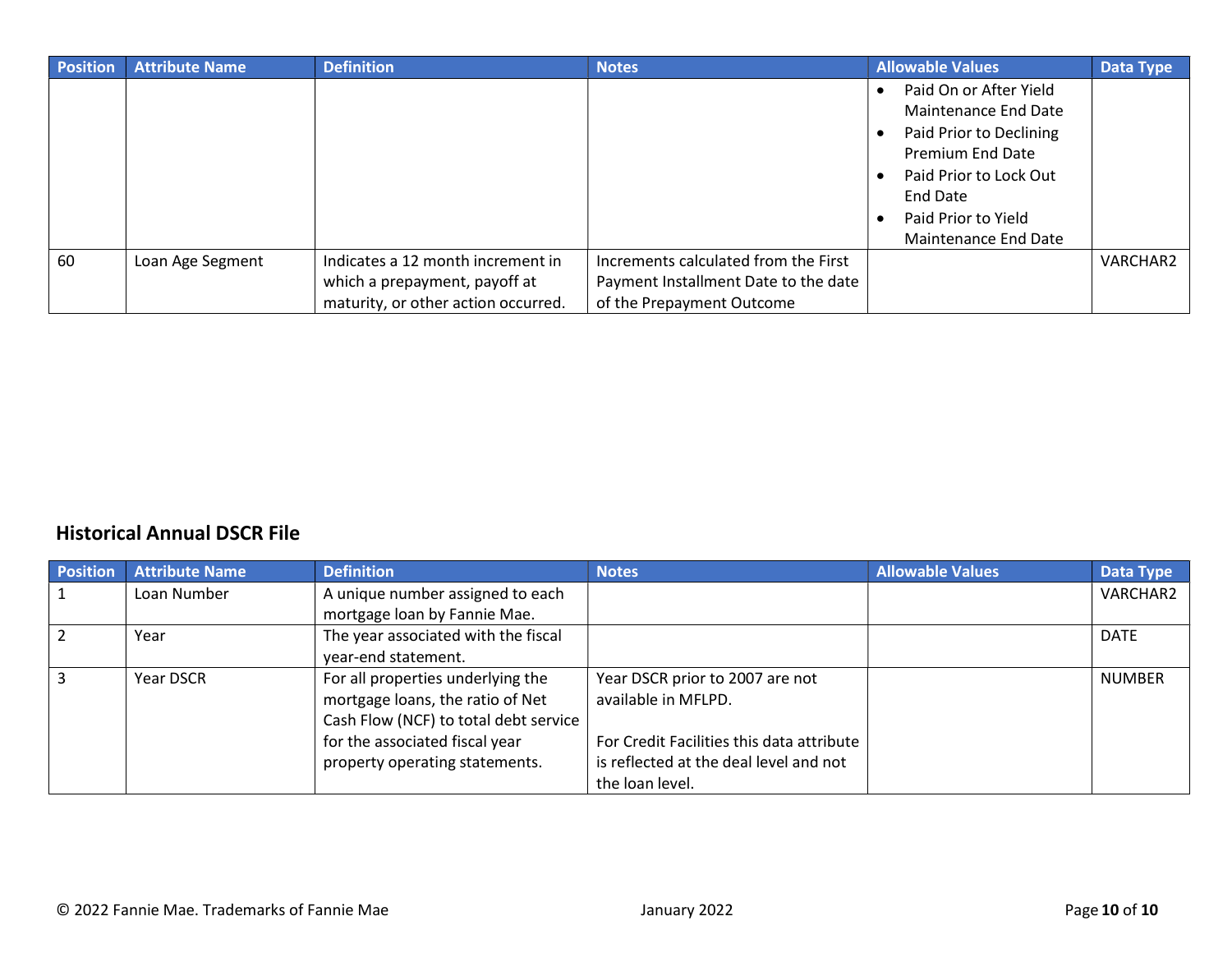| Position | Attribute Name | Definition | Notes | Allowable Values | Data Type |
|---|---|---|---|---|---|
| | | | | • Paid On or After Yield Maintenance End Date<br>• Paid Prior to Declining Premium End Date<br>• Paid Prior to Lock Out End Date<br>• Paid Prior to Yield Maintenance End Date | |
| 60 | Loan Age Segment | Indicates a 12 month increment in which a prepayment, payoff at maturity, or other action occurred. | Increments calculated from the First Payment Installment Date to the date of the Prepayment Outcome | | VARCHAR2 |

### Historical Annual DSCR File

| Position | Attribute Name | Definition | Notes | Allowable Values | Data Type |
|---|---|---|---|---|---|
| 1 | Loan Number | A unique number assigned to each mortgage loan by Fannie Mae. | | | VARCHAR2 |
| 2 | Year | The year associated with the fiscal year-end statement. | | | DATE |
| 3 | Year DSCR | For all properties underlying the mortgage loans, the ratio of Net Cash Flow (NCF) to total debt service for the associated fiscal year property operating statements. | Year DSCR prior to 2007 are not available in MFLPD.<br><br>For Credit Facilities this data attribute is reflected at the deal level and not the loan level. | | NUMBER |